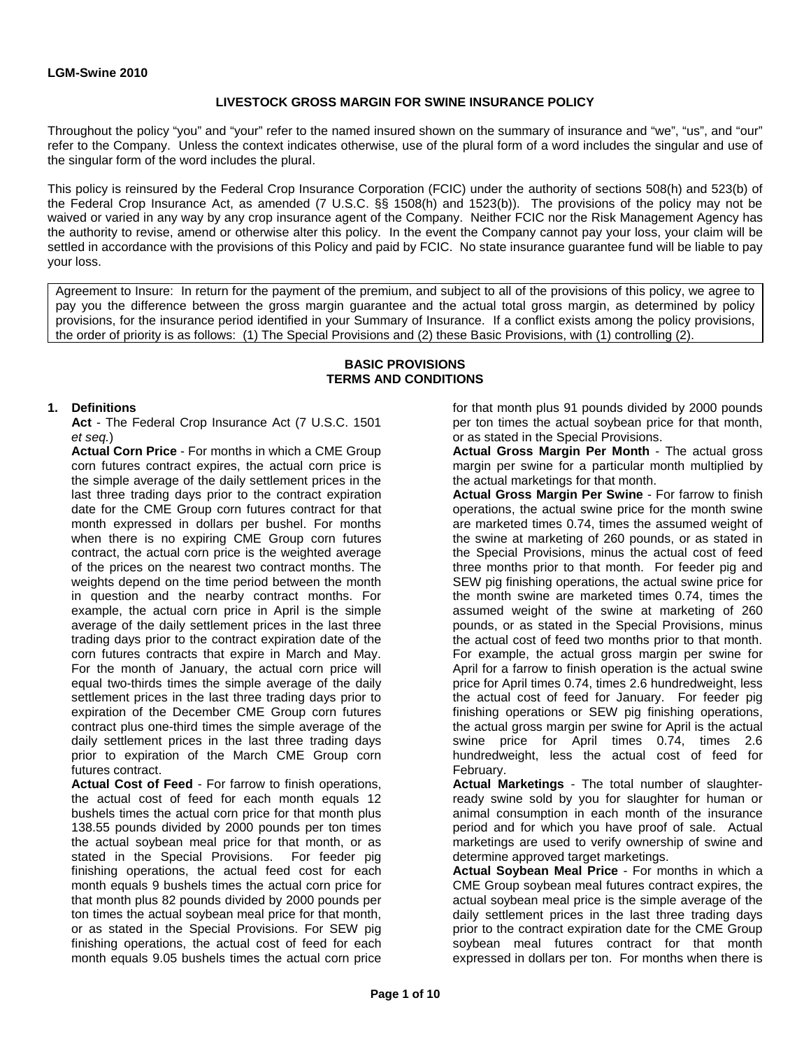**LGM-Swine 2010**

# LIVESTOCK GROSS MARGIN FOR SWINE INSURANCE POLICY

Throughout the policy "you" and "your" refer to the named insured shown on the summary of insurance and "we", "us", and "our" refer to the Company. Unless the context indicates otherwise, use of the plural form of a word includes the singular and use of the singular form of the word includes the plural.

This policy is reinsured by the Federal Crop Insurance Corporation (FCIC) under the authority of sections 508(h) and 523(b) of the Federal Crop Insurance Act, as amended (7 U.S.C. §§ 1508(h) and 1523(b)). The provisions of the policy may not be waived or varied in any way by any crop insurance agent of the Company. Neither FCIC nor the Risk Management Agency has the authority to revise, amend or otherwise alter this policy. In the event the Company cannot pay your loss, your claim will be settled in accordance with the provisions of this Policy and paid by FCIC. No state insurance guarantee fund will be liable to pay your loss.

Agreement to Insure: In return for the payment of the premium, and subject to all of the provisions of this policy, we agree to pay you the difference between the gross margin guarantee and the actual total gross margin, as determined by policy provisions, for the insurance period identified in your Summary of Insurance. If a conflict exists among the policy provisions, the order of priority is as follows: (1) The Special Provisions and (2) these Basic Provisions, with (1) controlling (2).

## BASIC PROVISIONS
## TERMS AND CONDITIONS

**1. Definitions**

**Act** - The Federal Crop Insurance Act (7 U.S.C. 1501 *et seq.*)

**Actual Corn Price** - For months in which a CME Group corn futures contract expires, the actual corn price is the simple average of the daily settlement prices in the last three trading days prior to the contract expiration date for the CME Group corn futures contract for that month expressed in dollars per bushel. For months when there is no expiring CME Group corn futures contract, the actual corn price is the weighted average of the prices on the nearest two contract months. The weights depend on the time period between the month in question and the nearby contract months. For example, the actual corn price in April is the simple average of the daily settlement prices in the last three trading days prior to the contract expiration date of the corn futures contracts that expire in March and May. For the month of January, the actual corn price will equal two-thirds times the simple average of the daily settlement prices in the last three trading days prior to expiration of the December CME Group corn futures contract plus one-third times the simple average of the daily settlement prices in the last three trading days prior to expiration of the March CME Group corn futures contract.

**Actual Cost of Feed** - For farrow to finish operations, the actual cost of feed for each month equals 12 bushels times the actual corn price for that month plus 138.55 pounds divided by 2000 pounds per ton times the actual soybean meal price for that month, or as stated in the Special Provisions. For feeder pig finishing operations, the actual feed cost for each month equals 9 bushels times the actual corn price for that month plus 82 pounds divided by 2000 pounds per ton times the actual soybean meal price for that month, or as stated in the Special Provisions. For SEW pig finishing operations, the actual cost of feed for each month equals 9.05 bushels times the actual corn price for that month plus 91 pounds divided by 2000 pounds per ton times the actual soybean price for that month, or as stated in the Special Provisions.

**Actual Gross Margin Per Month** - The actual gross margin per swine for a particular month multiplied by the actual marketings for that month.

**Actual Gross Margin Per Swine** - For farrow to finish operations, the actual swine price for the month swine are marketed times 0.74, times the assumed weight of the swine at marketing of 260 pounds, or as stated in the Special Provisions, minus the actual cost of feed three months prior to that month. For feeder pig and SEW pig finishing operations, the actual swine price for the month swine are marketed times 0.74, times the assumed weight of the swine at marketing of 260 pounds, or as stated in the Special Provisions, minus the actual cost of feed two months prior to that month. For example, the actual gross margin per swine for April for a farrow to finish operation is the actual swine price for April times 0.74, times 2.6 hundredweight, less the actual cost of feed for January. For feeder pig finishing operations or SEW pig finishing operations, the actual gross margin per swine for April is the actual swine price for April times 0.74, times 2.6 hundredweight, less the actual cost of feed for February.

**Actual Marketings** - The total number of slaughter-ready swine sold by you for slaughter for human or animal consumption in each month of the insurance period and for which you have proof of sale. Actual marketings are used to verify ownership of swine and determine approved target marketings.

**Actual Soybean Meal Price** - For months in which a CME Group soybean meal futures contract expires, the actual soybean meal price is the simple average of the daily settlement prices in the last three trading days prior to the contract expiration date for the CME Group soybean meal futures contract for that month expressed in dollars per ton. For months when there is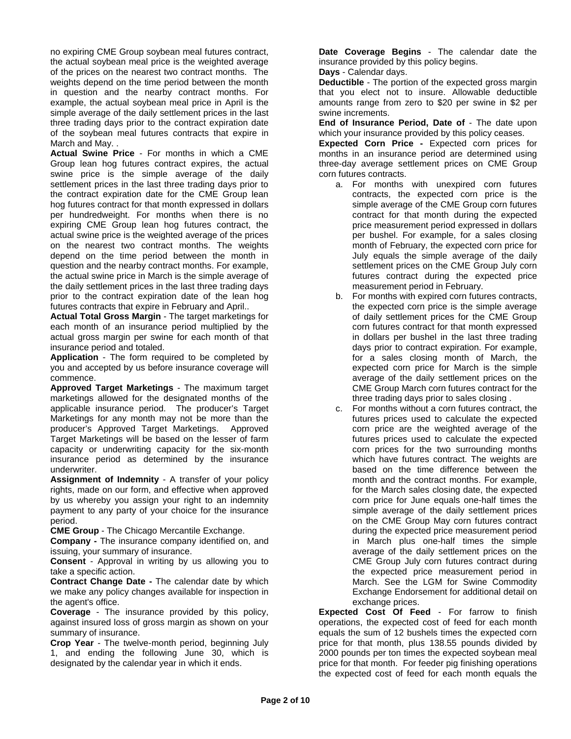no expiring CME Group soybean meal futures contract, the actual soybean meal price is the weighted average of the prices on the nearest two contract months. The weights depend on the time period between the month in question and the nearby contract months. For example, the actual soybean meal price in April is the simple average of the daily settlement prices in the last three trading days prior to the contract expiration date of the soybean meal futures contracts that expire in March and May. .

**Actual Swine Price** - For months in which a CME Group lean hog futures contract expires, the actual swine price is the simple average of the daily settlement prices in the last three trading days prior to the contract expiration date for the CME Group lean hog futures contract for that month expressed in dollars per hundredweight. For months when there is no expiring CME Group lean hog futures contract, the actual swine price is the weighted average of the prices on the nearest two contract months. The weights depend on the time period between the month in question and the nearby contract months. For example, the actual swine price in March is the simple average of the daily settlement prices in the last three trading days prior to the contract expiration date of the lean hog futures contracts that expire in February and April..

**Actual Total Gross Margin** - The target marketings for each month of an insurance period multiplied by the actual gross margin per swine for each month of that insurance period and totaled.

**Application** - The form required to be completed by you and accepted by us before insurance coverage will commence.

**Approved Target Marketings** - The maximum target marketings allowed for the designated months of the applicable insurance period. The producer's Target Marketings for any month may not be more than the producer's Approved Target Marketings. Approved Target Marketings will be based on the lesser of farm capacity or underwriting capacity for the six-month insurance period as determined by the insurance underwriter.

**Assignment of Indemnity** - A transfer of your policy rights, made on our form, and effective when approved by us whereby you assign your right to an indemnity payment to any party of your choice for the insurance period.

**CME Group** - The Chicago Mercantile Exchange.

**Company -** The insurance company identified on, and issuing, your summary of insurance.

**Consent** - Approval in writing by us allowing you to take a specific action.

**Contract Change Date -** The calendar date by which we make any policy changes available for inspection in the agent's office.

**Coverage** - The insurance provided by this policy, against insured loss of gross margin as shown on your summary of insurance.

**Crop Year** - The twelve-month period, beginning July 1, and ending the following June 30, which is designated by the calendar year in which it ends.

**Date Coverage Begins** - The calendar date the insurance provided by this policy begins.

**Days** - Calendar days.

**Deductible** - The portion of the expected gross margin that you elect not to insure. Allowable deductible amounts range from zero to $20 per swine in $2 per swine increments.

**End of Insurance Period, Date of** - The date upon which your insurance provided by this policy ceases.

**Expected Corn Price -** Expected corn prices for months in an insurance period are determined using three-day average settlement prices on CME Group corn futures contracts.

a. For months with unexpired corn futures contracts, the expected corn price is the simple average of the CME Group corn futures contract for that month during the expected price measurement period expressed in dollars per bushel. For example, for a sales closing month of February, the expected corn price for July equals the simple average of the daily settlement prices on the CME Group July corn futures contract during the expected price measurement period in February.

b. For months with expired corn futures contracts, the expected corn price is the simple average of daily settlement prices for the CME Group corn futures contract for that month expressed in dollars per bushel in the last three trading days prior to contract expiration. For example, for a sales closing month of March, the expected corn price for March is the simple average of the daily settlement prices on the CME Group March corn futures contract for the three trading days prior to sales closing .

c. For months without a corn futures contract, the futures prices used to calculate the expected corn price are the weighted average of the futures prices used to calculate the expected corn prices for the two surrounding months which have futures contract. The weights are based on the time difference between the month and the contract months. For example, for the March sales closing date, the expected corn price for June equals one-half times the simple average of the daily settlement prices on the CME Group May corn futures contract during the expected price measurement period in March plus one-half times the simple average of the daily settlement prices on the CME Group July corn futures contract during the expected price measurement period in March. See the LGM for Swine Commodity Exchange Endorsement for additional detail on exchange prices.

**Expected Cost Of Feed** - For farrow to finish operations, the expected cost of feed for each month equals the sum of 12 bushels times the expected corn price for that month, plus 138.55 pounds divided by 2000 pounds per ton times the expected soybean meal price for that month. For feeder pig finishing operations the expected cost of feed for each month equals the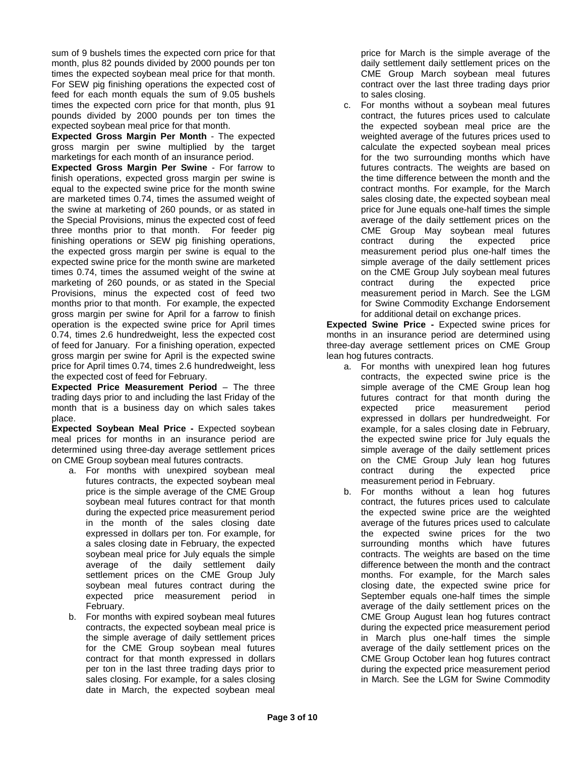sum of 9 bushels times the expected corn price for that month, plus 82 pounds divided by 2000 pounds per ton times the expected soybean meal price for that month. For SEW pig finishing operations the expected cost of feed for each month equals the sum of 9.05 bushels times the expected corn price for that month, plus 91 pounds divided by 2000 pounds per ton times the expected soybean meal price for that month.

**Expected Gross Margin Per Month** - The expected gross margin per swine multiplied by the target marketings for each month of an insurance period.

**Expected Gross Margin Per Swine** - For farrow to finish operations, expected gross margin per swine is equal to the expected swine price for the month swine are marketed times 0.74, times the assumed weight of the swine at marketing of 260 pounds, or as stated in the Special Provisions, minus the expected cost of feed three months prior to that month. For feeder pig finishing operations or SEW pig finishing operations, the expected gross margin per swine is equal to the expected swine price for the month swine are marketed times 0.74, times the assumed weight of the swine at marketing of 260 pounds, or as stated in the Special Provisions, minus the expected cost of feed two months prior to that month. For example, the expected gross margin per swine for April for a farrow to finish operation is the expected swine price for April times 0.74, times 2.6 hundredweight, less the expected cost of feed for January. For a finishing operation, expected gross margin per swine for April is the expected swine price for April times 0.74, times 2.6 hundredweight, less the expected cost of feed for February.

**Expected Price Measurement Period** – The three trading days prior to and including the last Friday of the month that is a business day on which sales takes place.

**Expected Soybean Meal Price -** Expected soybean meal prices for months in an insurance period are determined using three-day average settlement prices on CME Group soybean meal futures contracts.

a. For months with unexpired soybean meal futures contracts, the expected soybean meal price is the simple average of the CME Group soybean meal futures contract for that month during the expected price measurement period in the month of the sales closing date expressed in dollars per ton. For example, for a sales closing date in February, the expected soybean meal price for July equals the simple average of the daily settlement daily settlement prices on the CME Group July soybean meal futures contract during the expected price measurement period in February.

b. For months with expired soybean meal futures contracts, the expected soybean meal price is the simple average of daily settlement prices for the CME Group soybean meal futures contract for that month expressed in dollars per ton in the last three trading days prior to sales closing. For example, for a sales closing date in March, the expected soybean meal price for March is the simple average of the daily settlement daily settlement prices on the CME Group March soybean meal futures contract over the last three trading days prior to sales closing.

c. For months without a soybean meal futures contract, the futures prices used to calculate the expected soybean meal price are the weighted average of the futures prices used to calculate the expected soybean meal prices for the two surrounding months which have futures contracts. The weights are based on the time difference between the month and the contract months. For example, for the March sales closing date, the expected soybean meal price for June equals one-half times the simple average of the daily settlement prices on the CME Group May soybean meal futures contract during the expected price measurement period plus one-half times the simple average of the daily settlement prices on the CME Group July soybean meal futures contract during the expected price measurement period in March. See the LGM for Swine Commodity Exchange Endorsement for additional detail on exchange prices.

**Expected Swine Price -** Expected swine prices for months in an insurance period are determined using three-day average settlement prices on CME Group lean hog futures contracts.

a. For months with unexpired lean hog futures contracts, the expected swine price is the simple average of the CME Group lean hog futures contract for that month during the expected price measurement period expressed in dollars per hundredweight. For example, for a sales closing date in February, the expected swine price for July equals the simple average of the daily settlement prices on the CME Group July lean hog futures contract during the expected price measurement period in February.

b. For months without a lean hog futures contract, the futures prices used to calculate the expected swine price are the weighted average of the futures prices used to calculate the expected swine prices for the two surrounding months which have futures contracts. The weights are based on the time difference between the month and the contract months. For example, for the March sales closing date, the expected swine price for September equals one-half times the simple average of the daily settlement prices on the CME Group August lean hog futures contract during the expected price measurement period in March plus one-half times the simple average of the daily settlement prices on the CME Group October lean hog futures contract during the expected price measurement period in March. See the LGM for Swine Commodity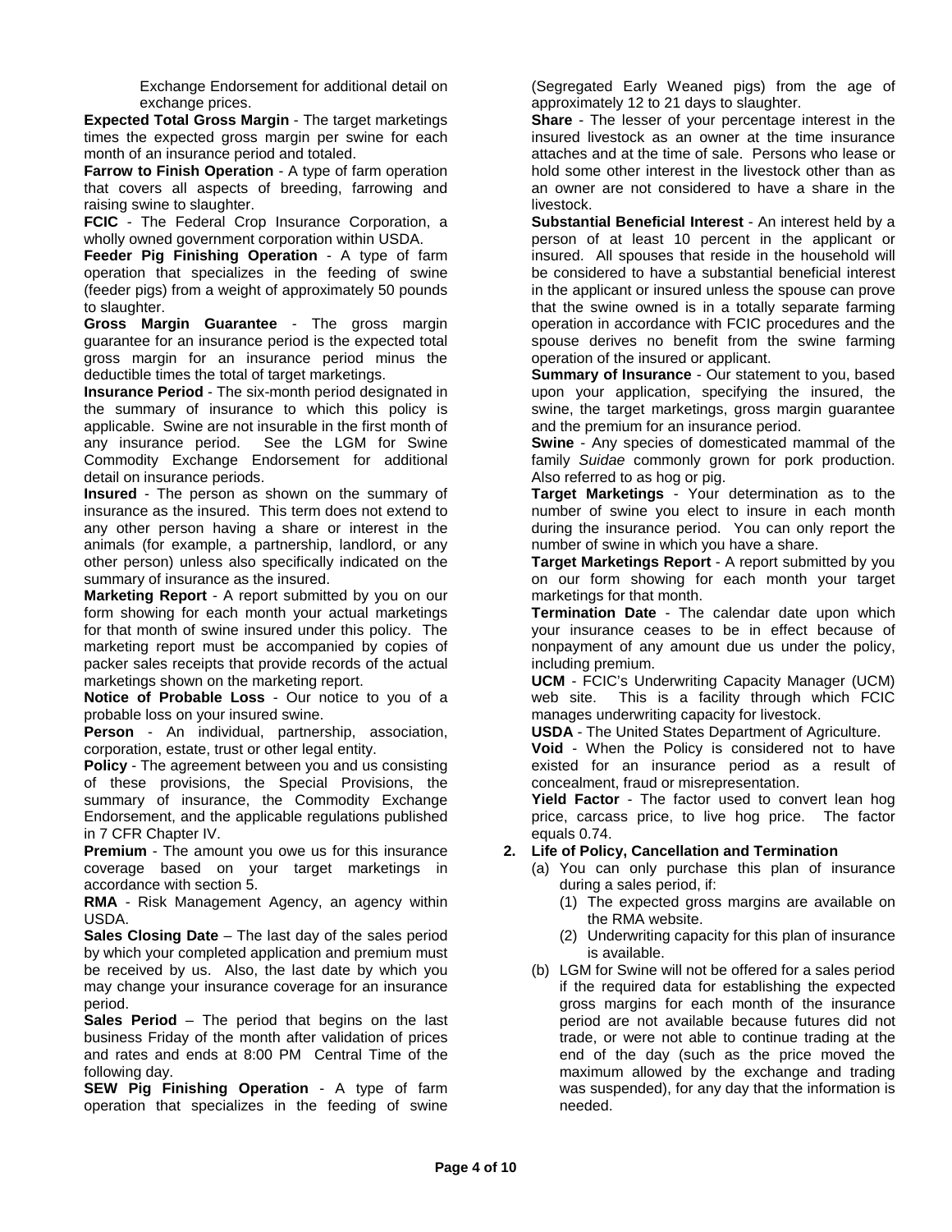Exchange Endorsement for additional detail on exchange prices.

**Expected Total Gross Margin** - The target marketings times the expected gross margin per swine for each month of an insurance period and totaled.

**Farrow to Finish Operation** - A type of farm operation that covers all aspects of breeding, farrowing and raising swine to slaughter.

**FCIC** - The Federal Crop Insurance Corporation, a wholly owned government corporation within USDA.

**Feeder Pig Finishing Operation** - A type of farm operation that specializes in the feeding of swine (feeder pigs) from a weight of approximately 50 pounds to slaughter.

**Gross Margin Guarantee** - The gross margin guarantee for an insurance period is the expected total gross margin for an insurance period minus the deductible times the total of target marketings.

**Insurance Period** - The six-month period designated in the summary of insurance to which this policy is applicable. Swine are not insurable in the first month of any insurance period. See the LGM for Swine Commodity Exchange Endorsement for additional detail on insurance periods.

**Insured** - The person as shown on the summary of insurance as the insured. This term does not extend to any other person having a share or interest in the animals (for example, a partnership, landlord, or any other person) unless also specifically indicated on the summary of insurance as the insured.

**Marketing Report** - A report submitted by you on our form showing for each month your actual marketings for that month of swine insured under this policy. The marketing report must be accompanied by copies of packer sales receipts that provide records of the actual marketings shown on the marketing report.

**Notice of Probable Loss** - Our notice to you of a probable loss on your insured swine.

**Person** - An individual, partnership, association, corporation, estate, trust or other legal entity.

**Policy** - The agreement between you and us consisting of these provisions, the Special Provisions, the summary of insurance, the Commodity Exchange Endorsement, and the applicable regulations published in 7 CFR Chapter IV.

**Premium** - The amount you owe us for this insurance coverage based on your target marketings in accordance with section 5.

**RMA** - Risk Management Agency, an agency within USDA.

**Sales Closing Date** – The last day of the sales period by which your completed application and premium must be received by us. Also, the last date by which you may change your insurance coverage for an insurance period.

**Sales Period** – The period that begins on the last business Friday of the month after validation of prices and rates and ends at 8:00 PM Central Time of the following day.

**SEW Pig Finishing Operation** - A type of farm operation that specializes in the feeding of swine (Segregated Early Weaned pigs) from the age of approximately 12 to 21 days to slaughter.

**Share** - The lesser of your percentage interest in the insured livestock as an owner at the time insurance attaches and at the time of sale. Persons who lease or hold some other interest in the livestock other than as an owner are not considered to have a share in the livestock.

**Substantial Beneficial Interest** - An interest held by a person of at least 10 percent in the applicant or insured. All spouses that reside in the household will be considered to have a substantial beneficial interest in the applicant or insured unless the spouse can prove that the swine owned is in a totally separate farming operation in accordance with FCIC procedures and the spouse derives no benefit from the swine farming operation of the insured or applicant.

**Summary of Insurance** - Our statement to you, based upon your application, specifying the insured, the swine, the target marketings, gross margin guarantee and the premium for an insurance period.

**Swine** - Any species of domesticated mammal of the family *Suidae* commonly grown for pork production. Also referred to as hog or pig.

**Target Marketings** - Your determination as to the number of swine you elect to insure in each month during the insurance period. You can only report the number of swine in which you have a share.

**Target Marketings Report** - A report submitted by you on our form showing for each month your target marketings for that month.

**Termination Date** - The calendar date upon which your insurance ceases to be in effect because of nonpayment of any amount due us under the policy, including premium.

**UCM** - FCIC's Underwriting Capacity Manager (UCM) web site. This is a facility through which FCIC manages underwriting capacity for livestock.

**USDA** - The United States Department of Agriculture.

**Void** - When the Policy is considered not to have existed for an insurance period as a result of concealment, fraud or misrepresentation.

**Yield Factor** - The factor used to convert lean hog price, carcass price, to live hog price. The factor equals 0.74.

**2. Life of Policy, Cancellation and Termination**

(a) You can only purchase this plan of insurance during a sales period, if:

(1) The expected gross margins are available on the RMA website.

(2) Underwriting capacity for this plan of insurance is available.

(b) LGM for Swine will not be offered for a sales period if the required data for establishing the expected gross margins for each month of the insurance period are not available because futures did not trade, or were not able to continue trading at the end of the day (such as the price moved the maximum allowed by the exchange and trading was suspended), for any day that the information is needed.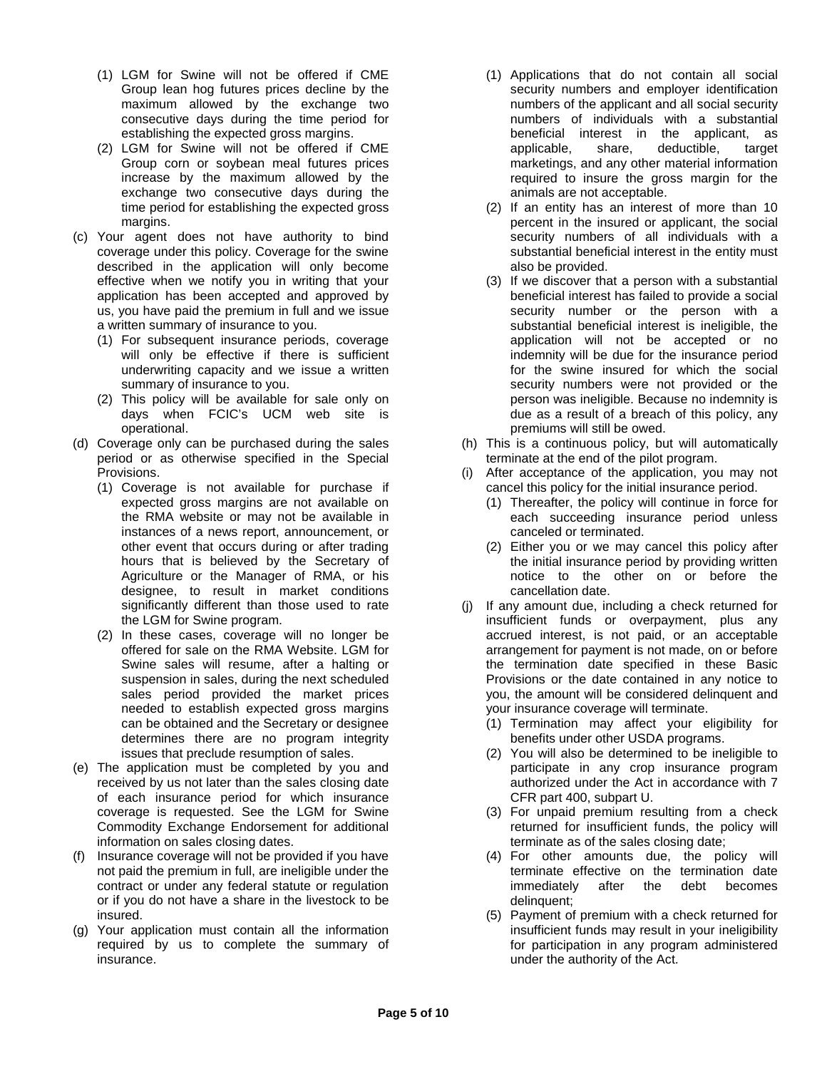(1) LGM for Swine will not be offered if CME Group lean hog futures prices decline by the maximum allowed by the exchange two consecutive days during the time period for establishing the expected gross margins.

(2) LGM for Swine will not be offered if CME Group corn or soybean meal futures prices increase by the maximum allowed by the exchange two consecutive days during the time period for establishing the expected gross margins.

(c) Your agent does not have authority to bind coverage under this policy. Coverage for the swine described in the application will only become effective when we notify you in writing that your application has been accepted and approved by us, you have paid the premium in full and we issue a written summary of insurance to you.

(1) For subsequent insurance periods, coverage will only be effective if there is sufficient underwriting capacity and we issue a written summary of insurance to you.

(2) This policy will be available for sale only on days when FCIC's UCM web site is operational.

(d) Coverage only can be purchased during the sales period or as otherwise specified in the Special Provisions.

(1) Coverage is not available for purchase if expected gross margins are not available on the RMA website or may not be available in instances of a news report, announcement, or other event that occurs during or after trading hours that is believed by the Secretary of Agriculture or the Manager of RMA, or his designee, to result in market conditions significantly different than those used to rate the LGM for Swine program.

(2) In these cases, coverage will no longer be offered for sale on the RMA Website. LGM for Swine sales will resume, after a halting or suspension in sales, during the next scheduled sales period provided the market prices needed to establish expected gross margins can be obtained and the Secretary or designee determines there are no program integrity issues that preclude resumption of sales.

(e) The application must be completed by you and received by us not later than the sales closing date of each insurance period for which insurance coverage is requested. See the LGM for Swine Commodity Exchange Endorsement for additional information on sales closing dates.

(f) Insurance coverage will not be provided if you have not paid the premium in full, are ineligible under the contract or under any federal statute or regulation or if you do not have a share in the livestock to be insured.

(g) Your application must contain all the information required by us to complete the summary of insurance.

(1) Applications that do not contain all social security numbers and employer identification numbers of the applicant and all social security numbers of individuals with a substantial beneficial interest in the applicant, as applicable, share, deductible, target marketings, and any other material information required to insure the gross margin for the animals are not acceptable.

(2) If an entity has an interest of more than 10 percent in the insured or applicant, the social security numbers of all individuals with a substantial beneficial interest in the entity must also be provided.

(3) If we discover that a person with a substantial beneficial interest has failed to provide a social security number or the person with a substantial beneficial interest is ineligible, the application will not be accepted or no indemnity will be due for the insurance period for the swine insured for which the social security numbers were not provided or the person was ineligible. Because no indemnity is due as a result of a breach of this policy, any premiums will still be owed.

(h) This is a continuous policy, but will automatically terminate at the end of the pilot program.

(i) After acceptance of the application, you may not cancel this policy for the initial insurance period.

(1) Thereafter, the policy will continue in force for each succeeding insurance period unless canceled or terminated.

(2) Either you or we may cancel this policy after the initial insurance period by providing written notice to the other on or before the cancellation date.

(j) If any amount due, including a check returned for insufficient funds or overpayment, plus any accrued interest, is not paid, or an acceptable arrangement for payment is not made, on or before the termination date specified in these Basic Provisions or the date contained in any notice to you, the amount will be considered delinquent and your insurance coverage will terminate.

(1) Termination may affect your eligibility for benefits under other USDA programs.

(2) You will also be determined to be ineligible to participate in any crop insurance program authorized under the Act in accordance with 7 CFR part 400, subpart U.

(3) For unpaid premium resulting from a check returned for insufficient funds, the policy will terminate as of the sales closing date;

(4) For other amounts due, the policy will terminate effective on the termination date immediately after the debt becomes delinquent;

(5) Payment of premium with a check returned for insufficient funds may result in your ineligibility for participation in any program administered under the authority of the Act.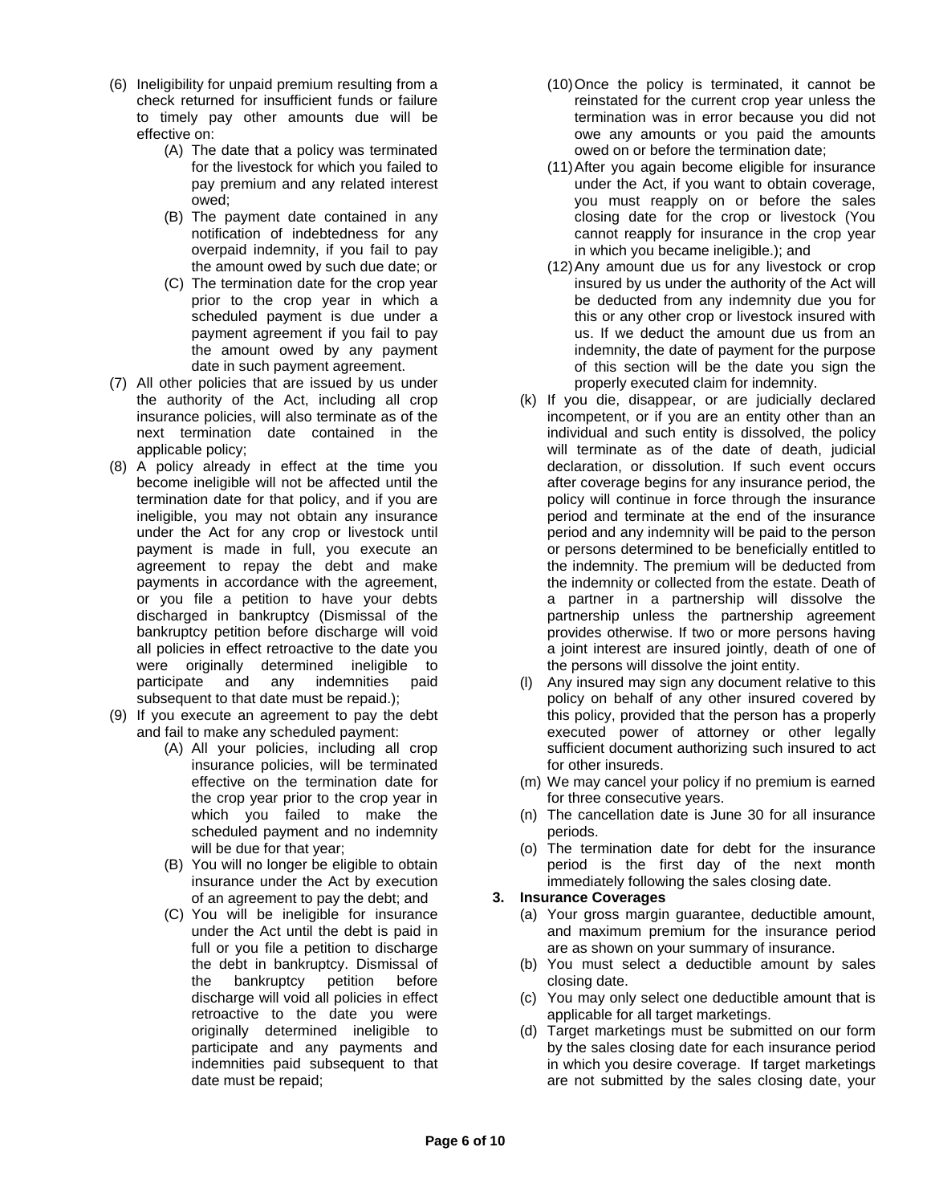(6) Ineligibility for unpaid premium resulting from a check returned for insufficient funds or failure to timely pay other amounts due will be effective on:

   (A) The date that a policy was terminated for the livestock for which you failed to pay premium and any related interest owed;

   (B) The payment date contained in any notification of indebtedness for any overpaid indemnity, if you fail to pay the amount owed by such due date; or

   (C) The termination date for the crop year prior to the crop year in which a scheduled payment is due under a payment agreement if you fail to pay the amount owed by any payment date in such payment agreement.

(7) All other policies that are issued by us under the authority of the Act, including all crop insurance policies, will also terminate as of the next termination date contained in the applicable policy;

(8) A policy already in effect at the time you become ineligible will not be affected until the termination date for that policy, and if you are ineligible, you may not obtain any insurance under the Act for any crop or livestock until payment is made in full, you execute an agreement to repay the debt and make payments in accordance with the agreement, or you file a petition to have your debts discharged in bankruptcy (Dismissal of the bankruptcy petition before discharge will void all policies in effect retroactive to the date you were originally determined ineligible to participate and any indemnities paid subsequent to that date must be repaid.);

(9) If you execute an agreement to pay the debt and fail to make any scheduled payment:

   (A) All your policies, including all crop insurance policies, will be terminated effective on the termination date for the crop year prior to the crop year in which you failed to make the scheduled payment and no indemnity will be due for that year;

   (B) You will no longer be eligible to obtain insurance under the Act by execution of an agreement to pay the debt; and

   (C) You will be ineligible for insurance under the Act until the debt is paid in full or you file a petition to discharge the debt in bankruptcy. Dismissal of the bankruptcy petition before discharge will void all policies in effect retroactive to the date you were originally determined ineligible to participate and any payments and indemnities paid subsequent to that date must be repaid;

(10) Once the policy is terminated, it cannot be reinstated for the current crop year unless the termination was in error because you did not owe any amounts or you paid the amounts owed on or before the termination date;

(11) After you again become eligible for insurance under the Act, if you want to obtain coverage, you must reapply on or before the sales closing date for the crop or livestock (You cannot reapply for insurance in the crop year in which you became ineligible.); and

(12) Any amount due us for any livestock or crop insured by us under the authority of the Act will be deducted from any indemnity due you for this or any other crop or livestock insured with us. If we deduct the amount due us from an indemnity, the date of payment for the purpose of this section will be the date you sign the properly executed claim for indemnity.

(k) If you die, disappear, or are judicially declared incompetent, or if you are an entity other than an individual and such entity is dissolved, the policy will terminate as of the date of death, judicial declaration, or dissolution. If such event occurs after coverage begins for any insurance period, the policy will continue in force through the insurance period and terminate at the end of the insurance period and any indemnity will be paid to the person or persons determined to be beneficially entitled to the indemnity. The premium will be deducted from the indemnity or collected from the estate. Death of a partner in a partnership will dissolve the partnership unless the partnership agreement provides otherwise. If two or more persons having a joint interest are insured jointly, death of one of the persons will dissolve the joint entity.

(l) Any insured may sign any document relative to this policy on behalf of any other insured covered by this policy, provided that the person has a properly executed power of attorney or other legally sufficient document authorizing such insured to act for other insureds.

(m) We may cancel your policy if no premium is earned for three consecutive years.

(n) The cancellation date is June 30 for all insurance periods.

(o) The termination date for debt for the insurance period is the first day of the next month immediately following the sales closing date.

**3. Insurance Coverages**

(a) Your gross margin guarantee, deductible amount, and maximum premium for the insurance period are as shown on your summary of insurance.

(b) You must select a deductible amount by sales closing date.

(c) You may only select one deductible amount that is applicable for all target marketings.

(d) Target marketings must be submitted on our form by the sales closing date for each insurance period in which you desire coverage. If target marketings are not submitted by the sales closing date, your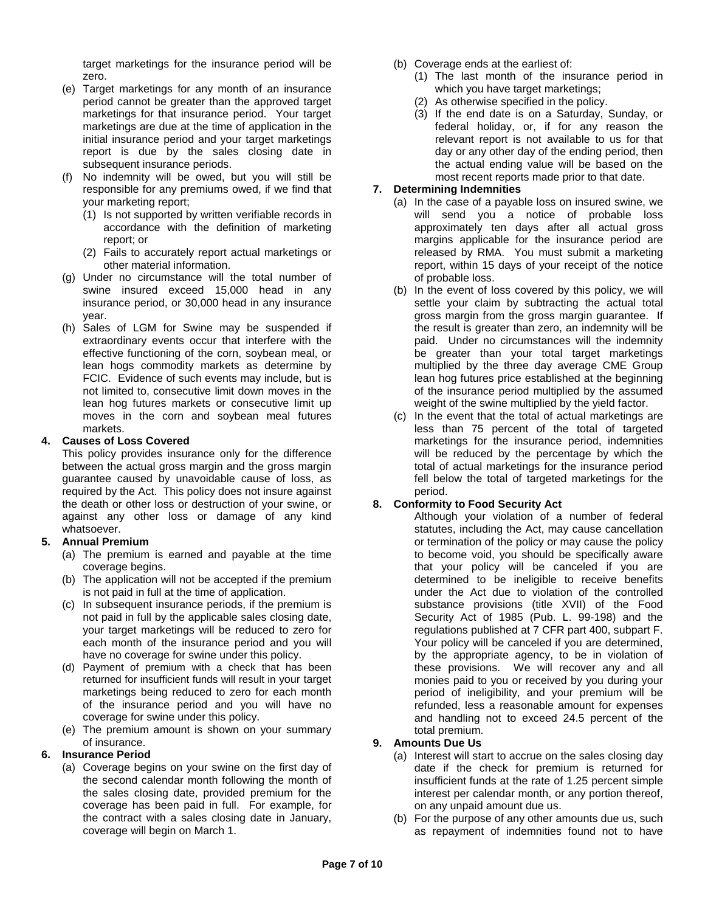target marketings for the insurance period will be zero.

(e) Target marketings for any month of an insurance period cannot be greater than the approved target marketings for that insurance period. Your target marketings are due at the time of application in the initial insurance period and your target marketings report is due by the sales closing date in subsequent insurance periods.

(f) No indemnity will be owed, but you will still be responsible for any premiums owed, if we find that your marketing report;
   (1) Is not supported by written verifiable records in accordance with the definition of marketing report; or
   (2) Fails to accurately report actual marketings or other material information.

(g) Under no circumstance will the total number of swine insured exceed 15,000 head in any insurance period, or 30,000 head in any insurance year.

(h) Sales of LGM for Swine may be suspended if extraordinary events occur that interfere with the effective functioning of the corn, soybean meal, or lean hogs commodity markets as determine by FCIC. Evidence of such events may include, but is not limited to, consecutive limit down moves in the lean hog futures markets or consecutive limit up moves in the corn and soybean meal futures markets.

**4. Causes of Loss Covered**

This policy provides insurance only for the difference between the actual gross margin and the gross margin guarantee caused by unavoidable cause of loss, as required by the Act. This policy does not insure against the death or other loss or destruction of your swine, or against any other loss or damage of any kind whatsoever.

**5. Annual Premium**

(a) The premium is earned and payable at the time coverage begins.

(b) The application will not be accepted if the premium is not paid in full at the time of application.

(c) In subsequent insurance periods, if the premium is not paid in full by the applicable sales closing date, your target marketings will be reduced to zero for each month of the insurance period and you will have no coverage for swine under this policy.

(d) Payment of premium with a check that has been returned for insufficient funds will result in your target marketings being reduced to zero for each month of the insurance period and you will have no coverage for swine under this policy.

(e) The premium amount is shown on your summary of insurance.

**6. Insurance Period**

(a) Coverage begins on your swine on the first day of the second calendar month following the month of the sales closing date, provided premium for the coverage has been paid in full. For example, for the contract with a sales closing date in January, coverage will begin on March 1.

(b) Coverage ends at the earliest of:
   (1) The last month of the insurance period in which you have target marketings;
   (2) As otherwise specified in the policy.
   (3) If the end date is on a Saturday, Sunday, or federal holiday, or, if for any reason the relevant report is not available to us for that day or any other day of the ending period, then the actual ending value will be based on the most recent reports made prior to that date.

**7. Determining Indemnities**

(a) In the case of a payable loss on insured swine, we will send you a notice of probable loss approximately ten days after all actual gross margins applicable for the insurance period are released by RMA. You must submit a marketing report, within 15 days of your receipt of the notice of probable loss.

(b) In the event of loss covered by this policy, we will settle your claim by subtracting the actual total gross margin from the gross margin guarantee. If the result is greater than zero, an indemnity will be paid. Under no circumstances will the indemnity be greater than your total target marketings multiplied by the three day average CME Group lean hog futures price established at the beginning of the insurance period multiplied by the assumed weight of the swine multiplied by the yield factor.

(c) In the event that the total of actual marketings are less than 75 percent of the total of targeted marketings for the insurance period, indemnities will be reduced by the percentage by which the total of actual marketings for the insurance period fell below the total of targeted marketings for the period.

**8. Conformity to Food Security Act**

Although your violation of a number of federal statutes, including the Act, may cause cancellation or termination of the policy or may cause the policy to become void, you should be specifically aware that your policy will be canceled if you are determined to be ineligible to receive benefits under the Act due to violation of the controlled substance provisions (title XVII) of the Food Security Act of 1985 (Pub. L. 99-198) and the regulations published at 7 CFR part 400, subpart F. Your policy will be canceled if you are determined, by the appropriate agency, to be in violation of these provisions. We will recover any and all monies paid to you or received by you during your period of ineligibility, and your premium will be refunded, less a reasonable amount for expenses and handling not to exceed 24.5 percent of the total premium.

**9. Amounts Due Us**

(a) Interest will start to accrue on the sales closing day date if the check for premium is returned for insufficient funds at the rate of 1.25 percent simple interest per calendar month, or any portion thereof, on any unpaid amount due us.

(b) For the purpose of any other amounts due us, such as repayment of indemnities found not to have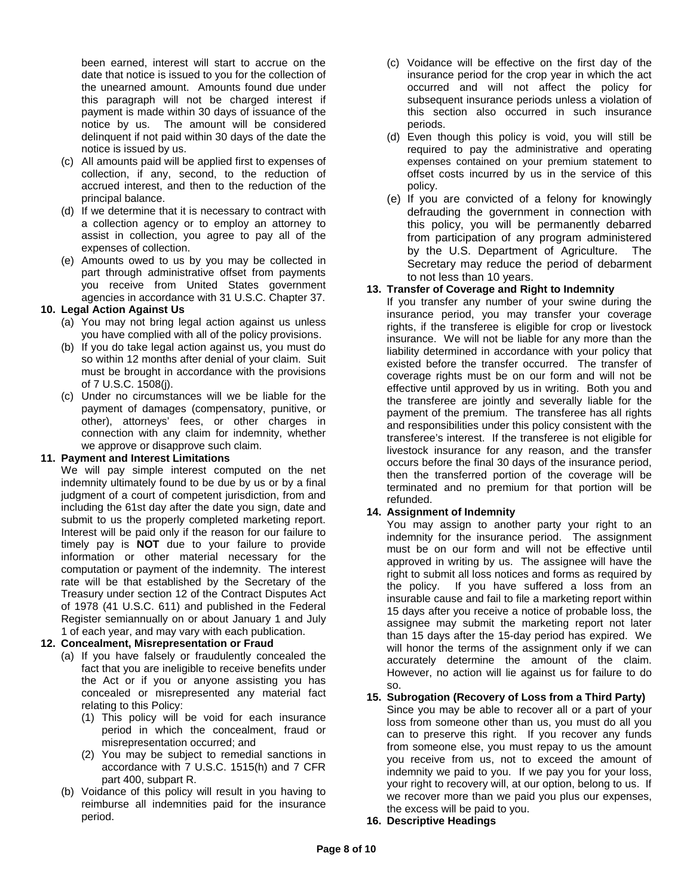been earned, interest will start to accrue on the date that notice is issued to you for the collection of the unearned amount. Amounts found due under this paragraph will not be charged interest if payment is made within 30 days of issuance of the notice by us. The amount will be considered delinquent if not paid within 30 days of the date the notice is issued by us.

(c) All amounts paid will be applied first to expenses of collection, if any, second, to the reduction of accrued interest, and then to the reduction of the principal balance.

(d) If we determine that it is necessary to contract with a collection agency or to employ an attorney to assist in collection, you agree to pay all of the expenses of collection.

(e) Amounts owed to us by you may be collected in part through administrative offset from payments you receive from United States government agencies in accordance with 31 U.S.C. Chapter 37.

**10. Legal Action Against Us**

(a) You may not bring legal action against us unless you have complied with all of the policy provisions.

(b) If you do take legal action against us, you must do so within 12 months after denial of your claim. Suit must be brought in accordance with the provisions of 7 U.S.C. 1508(j).

(c) Under no circumstances will we be liable for the payment of damages (compensatory, punitive, or other), attorneys' fees, or other charges in connection with any claim for indemnity, whether we approve or disapprove such claim.

**11. Payment and Interest Limitations**

We will pay simple interest computed on the net indemnity ultimately found to be due by us or by a final judgment of a court of competent jurisdiction, from and including the 61st day after the date you sign, date and submit to us the properly completed marketing report. Interest will be paid only if the reason for our failure to timely pay is **NOT** due to your failure to provide information or other material necessary for the computation or payment of the indemnity. The interest rate will be that established by the Secretary of the Treasury under section 12 of the Contract Disputes Act of 1978 (41 U.S.C. 611) and published in the Federal Register semiannually on or about January 1 and July 1 of each year, and may vary with each publication.

**12. Concealment, Misrepresentation or Fraud**

(a) If you have falsely or fraudulently concealed the fact that you are ineligible to receive benefits under the Act or if you or anyone assisting you has concealed or misrepresented any material fact relating to this Policy:

(1) This policy will be void for each insurance period in which the concealment, fraud or misrepresentation occurred; and

(2) You may be subject to remedial sanctions in accordance with 7 U.S.C. 1515(h) and 7 CFR part 400, subpart R.

(b) Voidance of this policy will result in you having to reimburse all indemnities paid for the insurance period.

(c) Voidance will be effective on the first day of the insurance period for the crop year in which the act occurred and will not affect the policy for subsequent insurance periods unless a violation of this section also occurred in such insurance periods.

(d) Even though this policy is void, you will still be required to pay the administrative and operating expenses contained on your premium statement to offset costs incurred by us in the service of this policy.

(e) If you are convicted of a felony for knowingly defrauding the government in connection with this policy, you will be permanently debarred from participation of any program administered by the U.S. Department of Agriculture. The Secretary may reduce the period of debarment to not less than 10 years.

**13. Transfer of Coverage and Right to Indemnity**

If you transfer any number of your swine during the insurance period, you may transfer your coverage rights, if the transferee is eligible for crop or livestock insurance. We will not be liable for any more than the liability determined in accordance with your policy that existed before the transfer occurred. The transfer of coverage rights must be on our form and will not be effective until approved by us in writing. Both you and the transferee are jointly and severally liable for the payment of the premium. The transferee has all rights and responsibilities under this policy consistent with the transferee's interest. If the transferee is not eligible for livestock insurance for any reason, and the transfer occurs before the final 30 days of the insurance period, then the transferred portion of the coverage will be terminated and no premium for that portion will be refunded.

**14. Assignment of Indemnity**

You may assign to another party your right to an indemnity for the insurance period. The assignment must be on our form and will not be effective until approved in writing by us. The assignee will have the right to submit all loss notices and forms as required by the policy. If you have suffered a loss from an insurable cause and fail to file a marketing report within 15 days after you receive a notice of probable loss, the assignee may submit the marketing report not later than 15 days after the 15-day period has expired. We will honor the terms of the assignment only if we can accurately determine the amount of the claim. However, no action will lie against us for failure to do so.

**15. Subrogation (Recovery of Loss from a Third Party)**

Since you may be able to recover all or a part of your loss from someone other than us, you must do all you can to preserve this right. If you recover any funds from someone else, you must repay to us the amount you receive from us, not to exceed the amount of indemnity we paid to you. If we pay you for your loss, your right to recovery will, at our option, belong to us. If we recover more than we paid you plus our expenses, the excess will be paid to you.

**16. Descriptive Headings**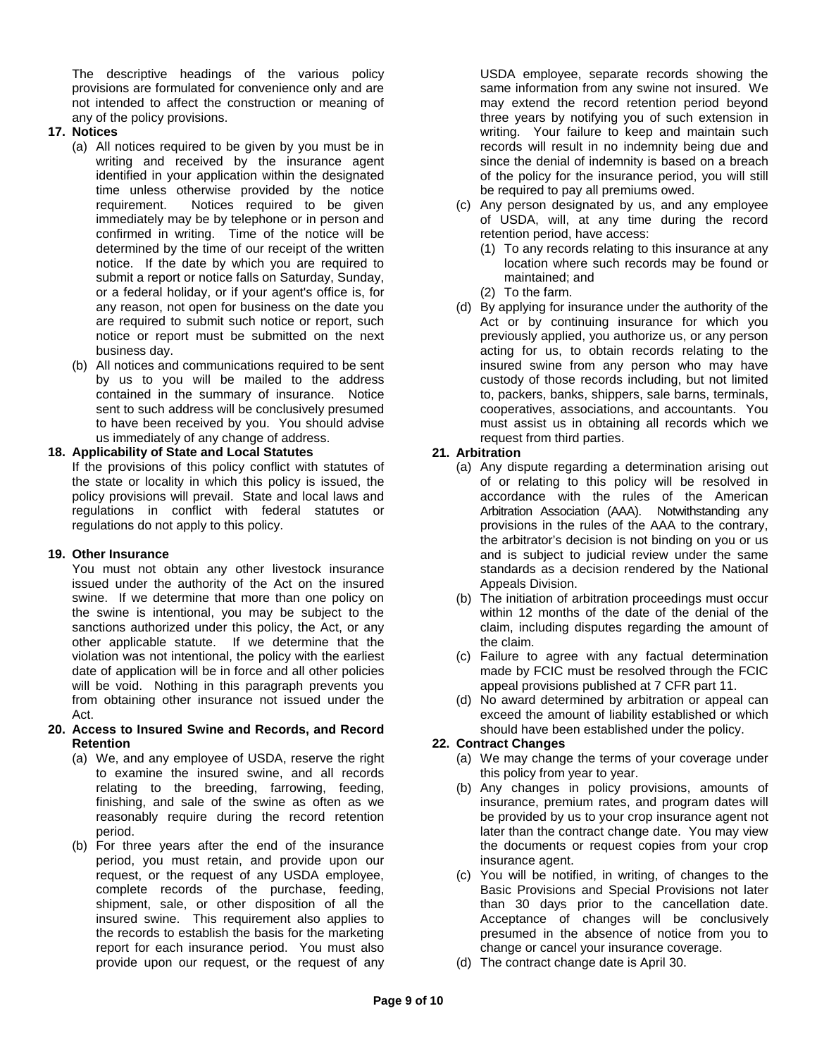The descriptive headings of the various policy provisions are formulated for convenience only and are not intended to affect the construction or meaning of any of the policy provisions.

**17. Notices**

(a) All notices required to be given by you must be in writing and received by the insurance agent identified in your application within the designated time unless otherwise provided by the notice requirement. Notices required to be given immediately may be by telephone or in person and confirmed in writing. Time of the notice will be determined by the time of our receipt of the written notice. If the date by which you are required to submit a report or notice falls on Saturday, Sunday, or a federal holiday, or if your agent's office is, for any reason, not open for business on the date you are required to submit such notice or report, such notice or report must be submitted on the next business day.

(b) All notices and communications required to be sent by us to you will be mailed to the address contained in the summary of insurance. Notice sent to such address will be conclusively presumed to have been received by you. You should advise us immediately of any change of address.

**18. Applicability of State and Local Statutes**

If the provisions of this policy conflict with statutes of the state or locality in which this policy is issued, the policy provisions will prevail. State and local laws and regulations in conflict with federal statutes or regulations do not apply to this policy.

**19. Other Insurance**

You must not obtain any other livestock insurance issued under the authority of the Act on the insured swine. If we determine that more than one policy on the swine is intentional, you may be subject to the sanctions authorized under this policy, the Act, or any other applicable statute. If we determine that the violation was not intentional, the policy with the earliest date of application will be in force and all other policies will be void. Nothing in this paragraph prevents you from obtaining other insurance not issued under the Act.

**20. Access to Insured Swine and Records, and Record Retention**

(a) We, and any employee of USDA, reserve the right to examine the insured swine, and all records relating to the breeding, farrowing, feeding, finishing, and sale of the swine as often as we reasonably require during the record retention period.

(b) For three years after the end of the insurance period, you must retain, and provide upon our request, or the request of any USDA employee, complete records of the purchase, feeding, shipment, sale, or other disposition of all the insured swine. This requirement also applies to the records to establish the basis for the marketing report for each insurance period. You must also provide upon our request, or the request of any USDA employee, separate records showing the same information from any swine not insured. We may extend the record retention period beyond three years by notifying you of such extension in writing. Your failure to keep and maintain such records will result in no indemnity being due and since the denial of indemnity is based on a breach of the policy for the insurance period, you will still be required to pay all premiums owed.

(c) Any person designated by us, and any employee of USDA, will, at any time during the record retention period, have access:

(1) To any records relating to this insurance at any location where such records may be found or maintained; and

(2) To the farm.

(d) By applying for insurance under the authority of the Act or by continuing insurance for which you previously applied, you authorize us, or any person acting for us, to obtain records relating to the insured swine from any person who may have custody of those records including, but not limited to, packers, banks, shippers, sale barns, terminals, cooperatives, associations, and accountants. You must assist us in obtaining all records which we request from third parties.

**21. Arbitration**

(a) Any dispute regarding a determination arising out of or relating to this policy will be resolved in accordance with the rules of the American Arbitration Association (AAA). Notwithstanding any provisions in the rules of the AAA to the contrary, the arbitrator's decision is not binding on you or us and is subject to judicial review under the same standards as a decision rendered by the National Appeals Division.

(b) The initiation of arbitration proceedings must occur within 12 months of the date of the denial of the claim, including disputes regarding the amount of the claim.

(c) Failure to agree with any factual determination made by FCIC must be resolved through the FCIC appeal provisions published at 7 CFR part 11.

(d) No award determined by arbitration or appeal can exceed the amount of liability established or which should have been established under the policy.

**22. Contract Changes**

(a) We may change the terms of your coverage under this policy from year to year.

(b) Any changes in policy provisions, amounts of insurance, premium rates, and program dates will be provided by us to your crop insurance agent not later than the contract change date. You may view the documents or request copies from your crop insurance agent.

(c) You will be notified, in writing, of changes to the Basic Provisions and Special Provisions not later than 30 days prior to the cancellation date. Acceptance of changes will be conclusively presumed in the absence of notice from you to change or cancel your insurance coverage.

(d) The contract change date is April 30.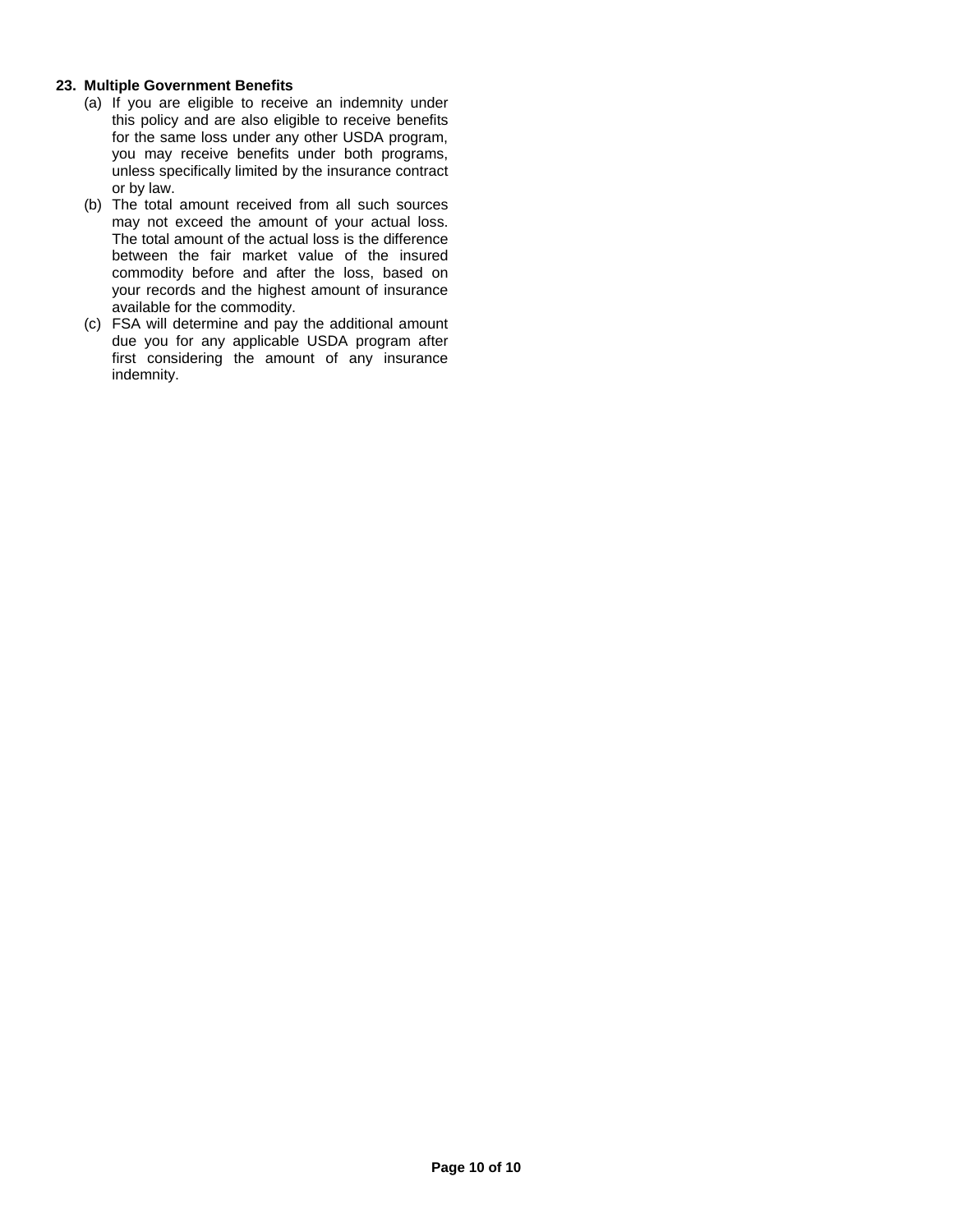**23. Multiple Government Benefits**

(a) If you are eligible to receive an indemnity under this policy and are also eligible to receive benefits for the same loss under any other USDA program, you may receive benefits under both programs, unless specifically limited by the insurance contract or by law.

(b) The total amount received from all such sources may not exceed the amount of your actual loss. The total amount of the actual loss is the difference between the fair market value of the insured commodity before and after the loss, based on your records and the highest amount of insurance available for the commodity.

(c) FSA will determine and pay the additional amount due you for any applicable USDA program after first considering the amount of any insurance indemnity.